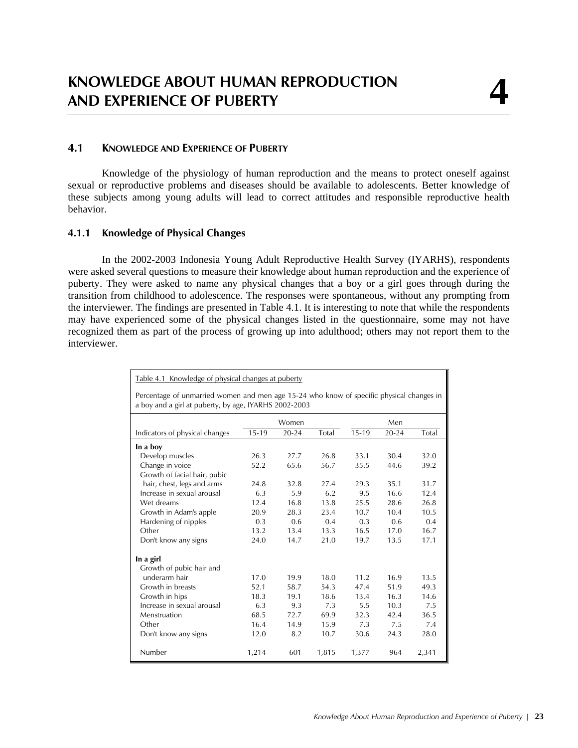// KNOWLEDGE ABOUT HUMAN REPRODUCTION AND EXPERIENCE OF PUBERTY — 4

# KNOWLEDGE ABOUT HUMAN REPRODUCTION AND EXPERIENCE OF PUBERTY 4

## 4.1 KNOWLEDGE AND EXPERIENCE OF PUBERTY

Knowledge of the physiology of human reproduction and the means to protect oneself against sexual or reproductive problems and diseases should be available to adolescents. Better knowledge of these subjects among young adults will lead to correct attitudes and responsible reproductive health behavior.

### 4.1.1 Knowledge of Physical Changes

In the 2002-2003 Indonesia Young Adult Reproductive Health Survey (IYARHS), respondents were asked several questions to measure their knowledge about human reproduction and the experience of puberty. They were asked to name any physical changes that a boy or a girl goes through during the transition from childhood to adolescence. The responses were spontaneous, without any prompting from the interviewer. The findings are presented in Table 4.1. It is interesting to note that while the respondents may have experienced some of the physical changes listed in the questionnaire, some may not have recognized them as part of the process of growing up into adulthood; others may not report them to the interviewer.

Table 4.1 Knowledge of physical changes at puberty

Percentage of unmarried women and men age 15-24 who know of specific physical changes in a boy and a girl at puberty, by age, IYARHS 2002-2003

| Indicators of physical changes | Women | | | Men | | |
|---|---|---|---|---|---|---|
| | 15-19 | 20-24 | Total | 15-19 | 20-24 | Total |
| **In a boy** | | | | | | |
| Develop muscles | 26.3 | 27.7 | 26.8 | 33.1 | 30.4 | 32.0 |
| Change in voice | 52.2 | 65.6 | 56.7 | 35.5 | 44.6 | 39.2 |
| Growth of facial hair, pubic hair, chest, legs and arms | 24.8 | 32.8 | 27.4 | 29.3 | 35.1 | 31.7 |
| Increase in sexual arousal | 6.3 | 5.9 | 6.2 | 9.5 | 16.6 | 12.4 |
| Wet dreams | 12.4 | 16.8 | 13.8 | 25.5 | 28.6 | 26.8 |
| Growth in Adam's apple | 20.9 | 28.3 | 23.4 | 10.7 | 10.4 | 10.5 |
| Hardening of nipples | 0.3 | 0.6 | 0.4 | 0.3 | 0.6 | 0.4 |
| Other | 13.2 | 13.4 | 13.3 | 16.5 | 17.0 | 16.7 |
| Don't know any signs | 24.0 | 14.7 | 21.0 | 19.7 | 13.5 | 17.1 |
| **In a girl** | | | | | | |
| Growth of pubic hair and underarm hair | 17.0 | 19.9 | 18.0 | 11.2 | 16.9 | 13.5 |
| Growth in breasts | 52.1 | 58.7 | 54.3 | 47.4 | 51.9 | 49.3 |
| Growth in hips | 18.3 | 19.1 | 18.6 | 13.4 | 16.3 | 14.6 |
| Increase in sexual arousal | 6.3 | 9.3 | 7.3 | 5.5 | 10.3 | 7.5 |
| Menstruation | 68.5 | 72.7 | 69.9 | 32.3 | 42.4 | 36.5 |
| Other | 16.4 | 14.9 | 15.9 | 7.3 | 7.5 | 7.4 |
| Don't know any signs | 12.0 | 8.2 | 10.7 | 30.6 | 24.3 | 28.0 |
| Number | 1,214 | 601 | 1,815 | 1,377 | 964 | 2,341 |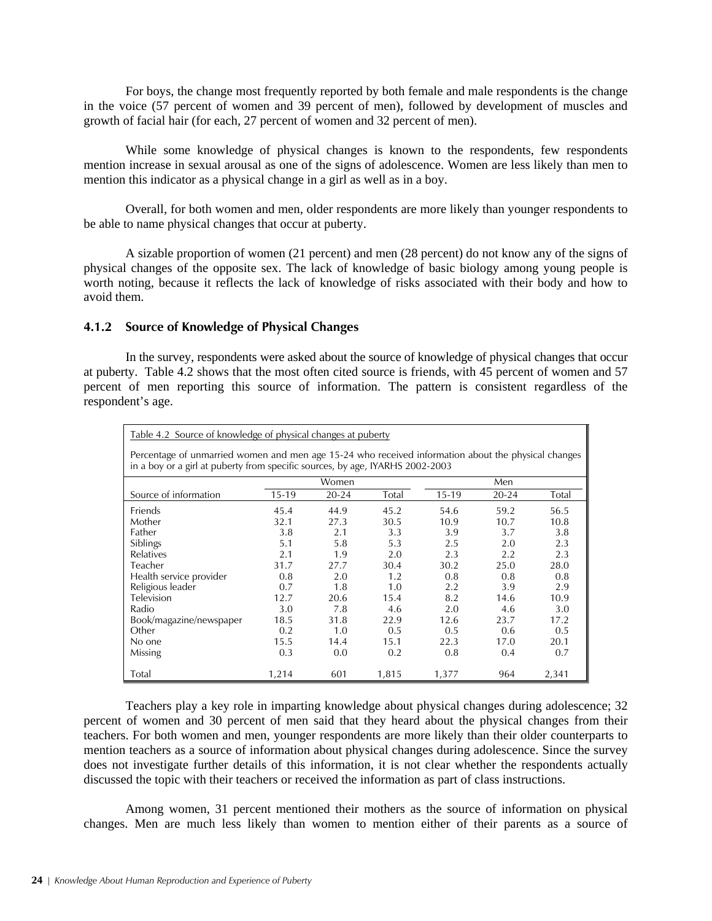For boys, the change most frequently reported by both female and male respondents is the change in the voice (57 percent of women and 39 percent of men), followed by development of muscles and growth of facial hair (for each, 27 percent of women and 32 percent of men).

While some knowledge of physical changes is known to the respondents, few respondents mention increase in sexual arousal as one of the signs of adolescence. Women are less likely than men to mention this indicator as a physical change in a girl as well as in a boy.

Overall, for both women and men, older respondents are more likely than younger respondents to be able to name physical changes that occur at puberty.

A sizable proportion of women (21 percent) and men (28 percent) do not know any of the signs of physical changes of the opposite sex. The lack of knowledge of basic biology among young people is worth noting, because it reflects the lack of knowledge of risks associated with their body and how to avoid them.

### 4.1.2 Source of Knowledge of Physical Changes

In the survey, respondents were asked about the source of knowledge of physical changes that occur at puberty. Table 4.2 shows that the most often cited source is friends, with 45 percent of women and 57 percent of men reporting this source of information. The pattern is consistent regardless of the respondent's age.

Table 4.2 Source of knowledge of physical changes at puberty

Percentage of unmarried women and men age 15-24 who received information about the physical changes in a boy or a girl at puberty from specific sources, by age, IYARHS 2002-2003

| | Women | | | Men | | |
|---|---|---|---|---|---|---|
| Source of information | 15-19 | 20-24 | Total | 15-19 | 20-24 | Total |
| Friends | 45.4 | 44.9 | 45.2 | 54.6 | 59.2 | 56.5 |
| Mother | 32.1 | 27.3 | 30.5 | 10.9 | 10.7 | 10.8 |
| Father | 3.8 | 2.1 | 3.3 | 3.9 | 3.7 | 3.8 |
| Siblings | 5.1 | 5.8 | 5.3 | 2.5 | 2.0 | 2.3 |
| Relatives | 2.1 | 1.9 | 2.0 | 2.3 | 2.2 | 2.3 |
| Teacher | 31.7 | 27.7 | 30.4 | 30.2 | 25.0 | 28.0 |
| Health service provider | 0.8 | 2.0 | 1.2 | 0.8 | 0.8 | 0.8 |
| Religious leader | 0.7 | 1.8 | 1.0 | 2.2 | 3.9 | 2.9 |
| Television | 12.7 | 20.6 | 15.4 | 8.2 | 14.6 | 10.9 |
| Radio | 3.0 | 7.8 | 4.6 | 2.0 | 4.6 | 3.0 |
| Book/magazine/newspaper | 18.5 | 31.8 | 22.9 | 12.6 | 23.7 | 17.2 |
| Other | 0.2 | 1.0 | 0.5 | 0.5 | 0.6 | 0.5 |
| No one | 15.5 | 14.4 | 15.1 | 22.3 | 17.0 | 20.1 |
| Missing | 0.3 | 0.0 | 0.2 | 0.8 | 0.4 | 0.7 |
| Total | 1,214 | 601 | 1,815 | 1,377 | 964 | 2,341 |

Teachers play a key role in imparting knowledge about physical changes during adolescence; 32 percent of women and 30 percent of men said that they heard about the physical changes from their teachers. For both women and men, younger respondents are more likely than their older counterparts to mention teachers as a source of information about physical changes during adolescence. Since the survey does not investigate further details of this information, it is not clear whether the respondents actually discussed the topic with their teachers or received the information as part of class instructions.

Among women, 31 percent mentioned their mothers as the source of information on physical changes. Men are much less likely than women to mention either of their parents as a source of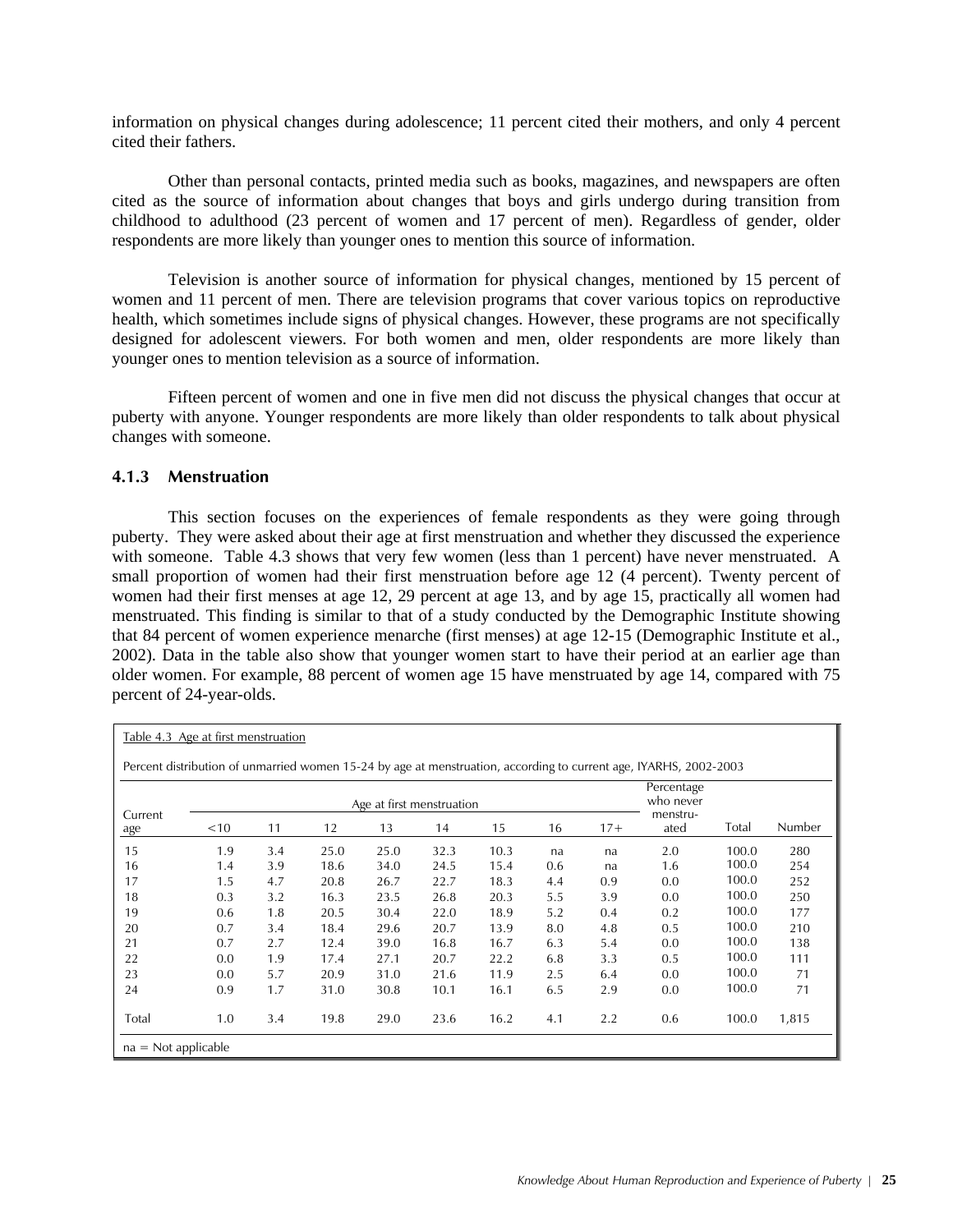information on physical changes during adolescence; 11 percent cited their mothers, and only 4 percent cited their fathers.

Other than personal contacts, printed media such as books, magazines, and newspapers are often cited as the source of information about changes that boys and girls undergo during transition from childhood to adulthood (23 percent of women and 17 percent of men). Regardless of gender, older respondents are more likely than younger ones to mention this source of information.

Television is another source of information for physical changes, mentioned by 15 percent of women and 11 percent of men. There are television programs that cover various topics on reproductive health, which sometimes include signs of physical changes. However, these programs are not specifically designed for adolescent viewers. For both women and men, older respondents are more likely than younger ones to mention television as a source of information.

Fifteen percent of women and one in five men did not discuss the physical changes that occur at puberty with anyone. Younger respondents are more likely than older respondents to talk about physical changes with someone.

### 4.1.3 Menstruation

This section focuses on the experiences of female respondents as they were going through puberty. They were asked about their age at first menstruation and whether they discussed the experience with someone. Table 4.3 shows that very few women (less than 1 percent) have never menstruated. A small proportion of women had their first menstruation before age 12 (4 percent). Twenty percent of women had their first menses at age 12, 29 percent at age 13, and by age 15, practically all women had menstruated. This finding is similar to that of a study conducted by the Demographic Institute showing that 84 percent of women experience menarche (first menses) at age 12-15 (Demographic Institute et al., 2002). Data in the table also show that younger women start to have their period at an earlier age than older women. For example, 88 percent of women age 15 have menstruated by age 14, compared with 75 percent of 24-year-olds.

Table 4.3 Age at first menstruation

Percent distribution of unmarried women 15-24 by age at menstruation, according to current age, IYARHS, 2002-2003

| Current age | Age at first menstruation | | | | | | | | Percentage who never menstru-ated | Total | Number |
|---|---|---|---|---|---|---|---|---|---|---|---|
| | <10 | 11 | 12 | 13 | 14 | 15 | 16 | 17+ | | | |
| 15 | 1.9 | 3.4 | 25.0 | 25.0 | 32.3 | 10.3 | na | na | 2.0 | 100.0 | 280 |
| 16 | 1.4 | 3.9 | 18.6 | 34.0 | 24.5 | 15.4 | 0.6 | na | 1.6 | 100.0 | 254 |
| 17 | 1.5 | 4.7 | 20.8 | 26.7 | 22.7 | 18.3 | 4.4 | 0.9 | 0.0 | 100.0 | 252 |
| 18 | 0.3 | 3.2 | 16.3 | 23.5 | 26.8 | 20.3 | 5.5 | 3.9 | 0.0 | 100.0 | 250 |
| 19 | 0.6 | 1.8 | 20.5 | 30.4 | 22.0 | 18.9 | 5.2 | 0.4 | 0.2 | 100.0 | 177 |
| 20 | 0.7 | 3.4 | 18.4 | 29.6 | 20.7 | 13.9 | 8.0 | 4.8 | 0.5 | 100.0 | 210 |
| 21 | 0.7 | 2.7 | 12.4 | 39.0 | 16.8 | 16.7 | 6.3 | 5.4 | 0.0 | 100.0 | 138 |
| 22 | 0.0 | 1.9 | 17.4 | 27.1 | 20.7 | 22.2 | 6.8 | 3.3 | 0.5 | 100.0 | 111 |
| 23 | 0.0 | 5.7 | 20.9 | 31.0 | 21.6 | 11.9 | 2.5 | 6.4 | 0.0 | 100.0 | 71 |
| 24 | 0.9 | 1.7 | 31.0 | 30.8 | 10.1 | 16.1 | 6.5 | 2.9 | 0.0 | 100.0 | 71 |
| Total | 1.0 | 3.4 | 19.8 | 29.0 | 23.6 | 16.2 | 4.1 | 2.2 | 0.6 | 100.0 | 1,815 |

na = Not applicable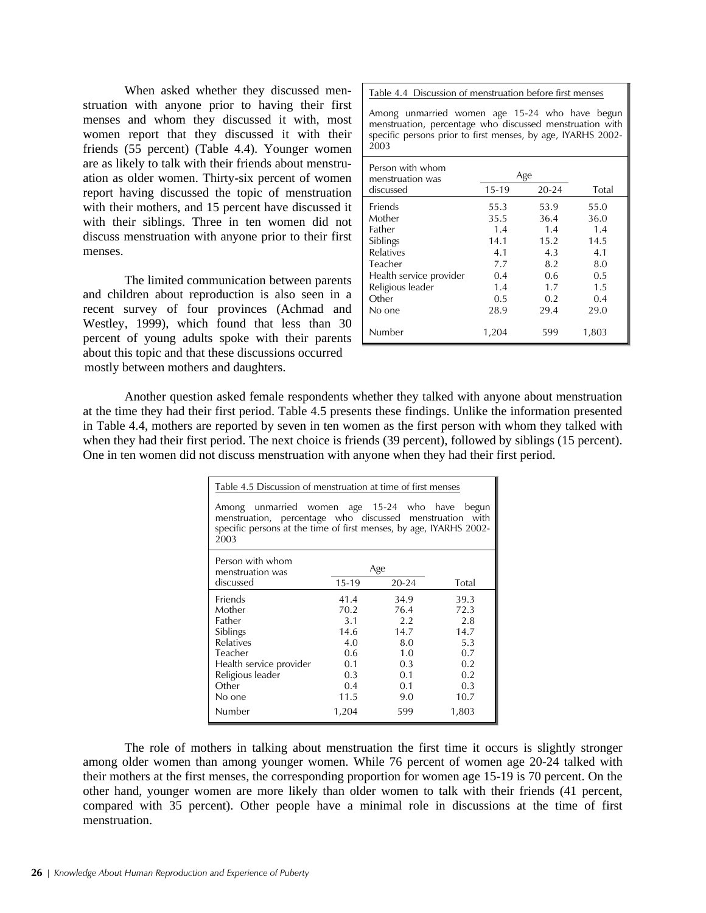When asked whether they discussed menstruation with anyone prior to having their first menses and whom they discussed it with, most women report that they discussed it with their friends (55 percent) (Table 4.4). Younger women are as likely to talk with their friends about menstruation as older women. Thirty-six percent of women report having discussed the topic of menstruation with their mothers, and 15 percent have discussed it with their siblings. Three in ten women did not discuss menstruation with anyone prior to their first menses.

The limited communication between parents and children about reproduction is also seen in a recent survey of four provinces (Achmad and Westley, 1999), which found that less than 30 percent of young adults spoke with their parents about this topic and that these discussions occurred mostly between mothers and daughters.

Table 4.4 Discussion of menstruation before first menses

Among unmarried women age 15-24 who have begun menstruation, percentage who discussed menstruation with specific persons prior to first menses, by age, IYARHS 2002-2003

| Person with whom menstruation was discussed | Age | | Total |
|---|---|---|---|
| | 15-19 | 20-24 | |
| Friends | 55.3 | 53.9 | 55.0 |
| Mother | 35.5 | 36.4 | 36.0 |
| Father | 1.4 | 1.4 | 1.4 |
| Siblings | 14.1 | 15.2 | 14.5 |
| Relatives | 4.1 | 4.3 | 4.1 |
| Teacher | 7.7 | 8.2 | 8.0 |
| Health service provider | 0.4 | 0.6 | 0.5 |
| Religious leader | 1.4 | 1.7 | 1.5 |
| Other | 0.5 | 0.2 | 0.4 |
| No one | 28.9 | 29.4 | 29.0 |
| Number | 1,204 | 599 | 1,803 |

Another question asked female respondents whether they talked with anyone about menstruation at the time they had their first period. Table 4.5 presents these findings. Unlike the information presented in Table 4.4, mothers are reported by seven in ten women as the first person with whom they talked with when they had their first period. The next choice is friends (39 percent), followed by siblings (15 percent). One in ten women did not discuss menstruation with anyone when they had their first period.

Table 4.5 Discussion of menstruation at time of first menses

Among unmarried women age 15-24 who have begun menstruation, percentage who discussed menstruation with specific persons at the time of first menses, by age, IYARHS 2002-2003

| Person with whom menstruation was discussed | Age | | Total |
|---|---|---|---|
| | 15-19 | 20-24 | |
| Friends | 41.4 | 34.9 | 39.3 |
| Mother | 70.2 | 76.4 | 72.3 |
| Father | 3.1 | 2.2 | 2.8 |
| Siblings | 14.6 | 14.7 | 14.7 |
| Relatives | 4.0 | 8.0 | 5.3 |
| Teacher | 0.6 | 1.0 | 0.7 |
| Health service provider | 0.1 | 0.3 | 0.2 |
| Religious leader | 0.3 | 0.1 | 0.2 |
| Other | 0.4 | 0.1 | 0.3 |
| No one | 11.5 | 9.0 | 10.7 |
| Number | 1,204 | 599 | 1,803 |

The role of mothers in talking about menstruation the first time it occurs is slightly stronger among older women than among younger women. While 76 percent of women age 20-24 talked with their mothers at the first menses, the corresponding proportion for women age 15-19 is 70 percent. On the other hand, younger women are more likely than older women to talk with their friends (41 percent, compared with 35 percent). Other people have a minimal role in discussions at the time of first menstruation.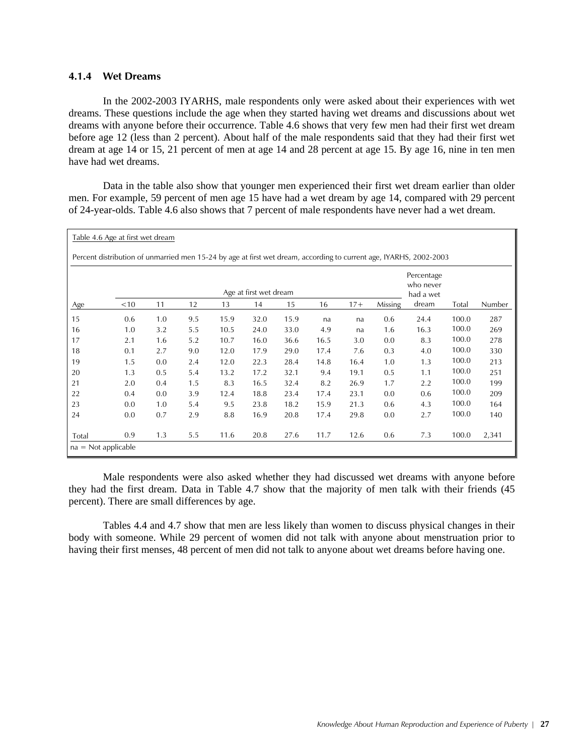### 4.1.4 Wet Dreams

In the 2002-2003 IYARHS, male respondents only were asked about their experiences with wet dreams. These questions include the age when they started having wet dreams and discussions about wet dreams with anyone before their occurrence. Table 4.6 shows that very few men had their first wet dream before age 12 (less than 2 percent). About half of the male respondents said that they had their first wet dream at age 14 or 15, 21 percent of men at age 14 and 28 percent at age 15. By age 16, nine in ten men have had wet dreams.

Data in the table also show that younger men experienced their first wet dream earlier than older men. For example, 59 percent of men age 15 have had a wet dream by age 14, compared with 29 percent of 24-year-olds. Table 4.6 also shows that 7 percent of male respondents have never had a wet dream.

Table 4.6 Age at first wet dream

Percent distribution of unmarried men 15-24 by age at first wet dream, according to current age, IYARHS, 2002-2003

| Age | Age at first wet dream | | | | | | | | | Percentage who never had a wet dream | Total | Number |
|---|---|---|---|---|---|---|---|---|---|---|---|---|
| | <10 | 11 | 12 | 13 | 14 | 15 | 16 | 17+ | Missing | | | |
| 15 | 0.6 | 1.0 | 9.5 | 15.9 | 32.0 | 15.9 | na | na | 0.6 | 24.4 | 100.0 | 287 |
| 16 | 1.0 | 3.2 | 5.5 | 10.5 | 24.0 | 33.0 | 4.9 | na | 1.6 | 16.3 | 100.0 | 269 |
| 17 | 2.1 | 1.6 | 5.2 | 10.7 | 16.0 | 36.6 | 16.5 | 3.0 | 0.0 | 8.3 | 100.0 | 278 |
| 18 | 0.1 | 2.7 | 9.0 | 12.0 | 17.9 | 29.0 | 17.4 | 7.6 | 0.3 | 4.0 | 100.0 | 330 |
| 19 | 1.5 | 0.0 | 2.4 | 12.0 | 22.3 | 28.4 | 14.8 | 16.4 | 1.0 | 1.3 | 100.0 | 213 |
| 20 | 1.3 | 0.5 | 5.4 | 13.2 | 17.2 | 32.1 | 9.4 | 19.1 | 0.5 | 1.1 | 100.0 | 251 |
| 21 | 2.0 | 0.4 | 1.5 | 8.3 | 16.5 | 32.4 | 8.2 | 26.9 | 1.7 | 2.2 | 100.0 | 199 |
| 22 | 0.4 | 0.0 | 3.9 | 12.4 | 18.8 | 23.4 | 17.4 | 23.1 | 0.0 | 0.6 | 100.0 | 209 |
| 23 | 0.0 | 1.0 | 5.4 | 9.5 | 23.8 | 18.2 | 15.9 | 21.3 | 0.6 | 4.3 | 100.0 | 164 |
| 24 | 0.0 | 0.7 | 2.9 | 8.8 | 16.9 | 20.8 | 17.4 | 29.8 | 0.0 | 2.7 | 100.0 | 140 |
| Total | 0.9 | 1.3 | 5.5 | 11.6 | 20.8 | 27.6 | 11.7 | 12.6 | 0.6 | 7.3 | 100.0 | 2,341 |

na = Not applicable

Male respondents were also asked whether they had discussed wet dreams with anyone before they had the first dream. Data in Table 4.7 show that the majority of men talk with their friends (45 percent). There are small differences by age.

Tables 4.4 and 4.7 show that men are less likely than women to discuss physical changes in their body with someone. While 29 percent of women did not talk with anyone about menstruation prior to having their first menses, 48 percent of men did not talk to anyone about wet dreams before having one.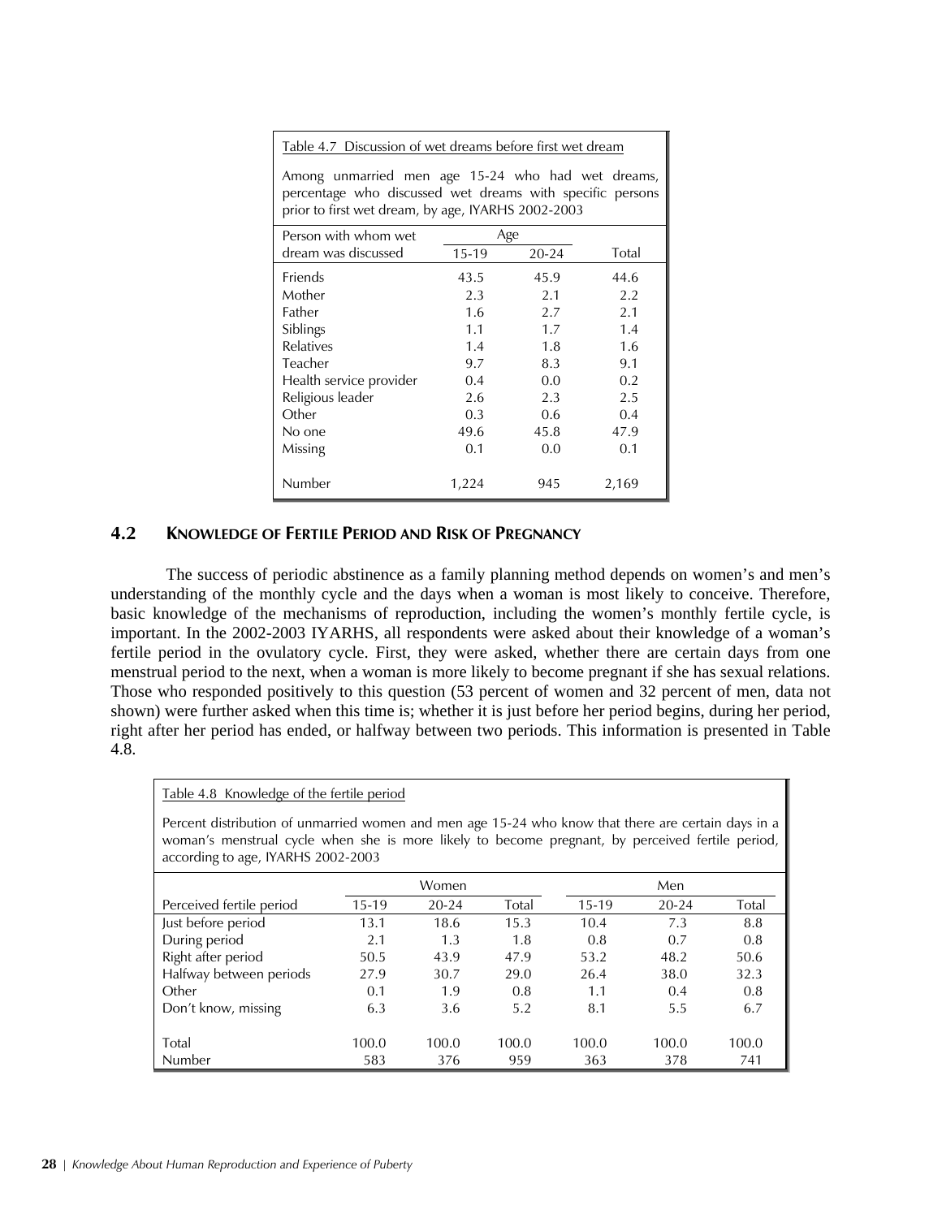Table 4.7 Discussion of wet dreams before first wet dream

Among unmarried men age 15-24 who had wet dreams, percentage who discussed wet dreams with specific persons prior to first wet dream, by age, IYARHS 2002-2003

| Person with whom wet dream was discussed | Age | | Total |
|---|---|---|---|
| | 15-19 | 20-24 | |
| Friends | 43.5 | 45.9 | 44.6 |
| Mother | 2.3 | 2.1 | 2.2 |
| Father | 1.6 | 2.7 | 2.1 |
| Siblings | 1.1 | 1.7 | 1.4 |
| Relatives | 1.4 | 1.8 | 1.6 |
| Teacher | 9.7 | 8.3 | 9.1 |
| Health service provider | 0.4 | 0.0 | 0.2 |
| Religious leader | 2.6 | 2.3 | 2.5 |
| Other | 0.3 | 0.6 | 0.4 |
| No one | 49.6 | 45.8 | 47.9 |
| Missing | 0.1 | 0.0 | 0.1 |
| Number | 1,224 | 945 | 2,169 |

## 4.2 KNOWLEDGE OF FERTILE PERIOD AND RISK OF PREGNANCY

The success of periodic abstinence as a family planning method depends on women's and men's understanding of the monthly cycle and the days when a woman is most likely to conceive. Therefore, basic knowledge of the mechanisms of reproduction, including the women's monthly fertile cycle, is important. In the 2002-2003 IYARHS, all respondents were asked about their knowledge of a woman's fertile period in the ovulatory cycle. First, they were asked, whether there are certain days from one menstrual period to the next, when a woman is more likely to become pregnant if she has sexual relations. Those who responded positively to this question (53 percent of women and 32 percent of men, data not shown) were further asked when this time is; whether it is just before her period begins, during her period, right after her period has ended, or halfway between two periods. This information is presented in Table 4.8.

Table 4.8 Knowledge of the fertile period

Percent distribution of unmarried women and men age 15-24 who know that there are certain days in a woman's menstrual cycle when she is more likely to become pregnant, by perceived fertile period, according to age, IYARHS 2002-2003

| | Women | | | Men | | |
|---|---|---|---|---|---|---|
| Perceived fertile period | 15-19 | 20-24 | Total | 15-19 | 20-24 | Total |
| Just before period | 13.1 | 18.6 | 15.3 | 10.4 | 7.3 | 8.8 |
| During period | 2.1 | 1.3 | 1.8 | 0.8 | 0.7 | 0.8 |
| Right after period | 50.5 | 43.9 | 47.9 | 53.2 | 48.2 | 50.6 |
| Halfway between periods | 27.9 | 30.7 | 29.0 | 26.4 | 38.0 | 32.3 |
| Other | 0.1 | 1.9 | 0.8 | 1.1 | 0.4 | 0.8 |
| Don't know, missing | 6.3 | 3.6 | 5.2 | 8.1 | 5.5 | 6.7 |
| Total | 100.0 | 100.0 | 100.0 | 100.0 | 100.0 | 100.0 |
| Number | 583 | 376 | 959 | 363 | 378 | 741 |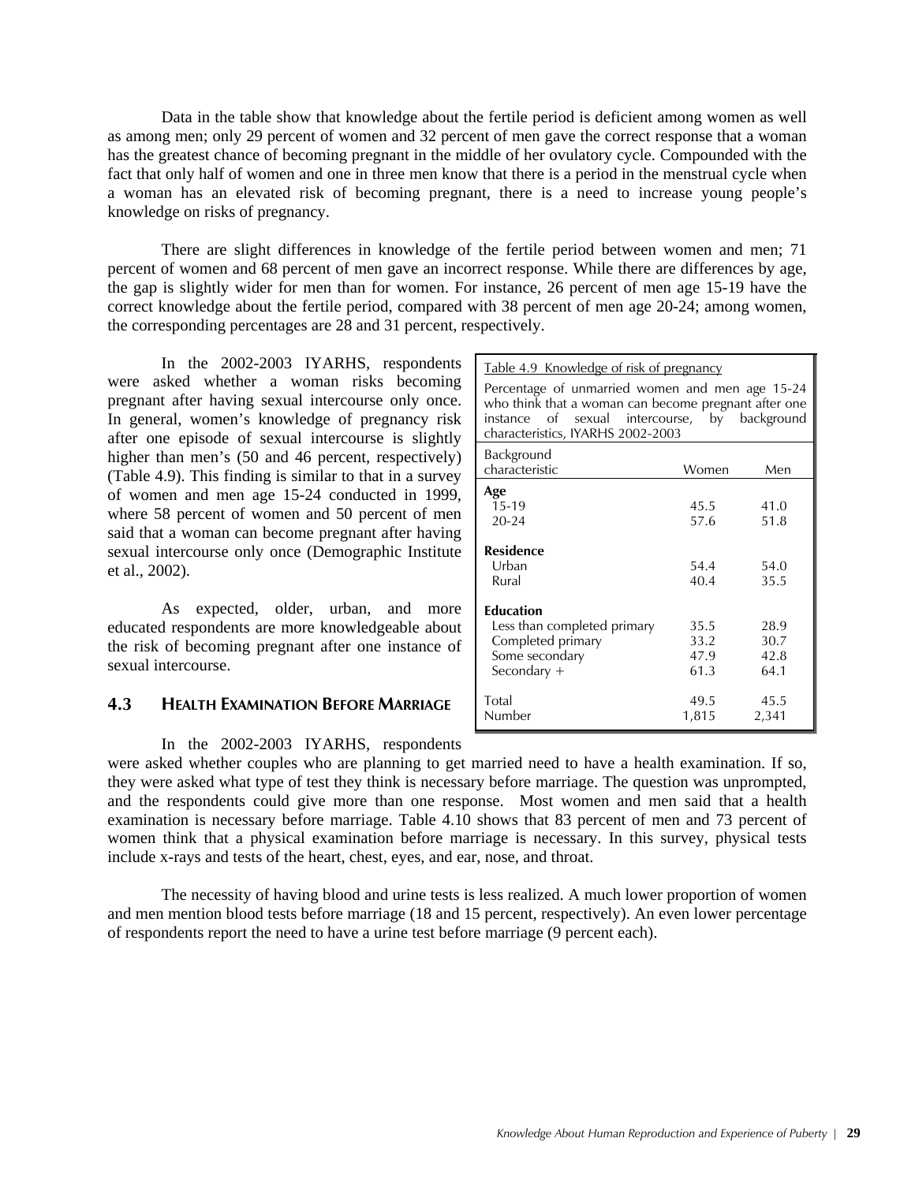Data in the table show that knowledge about the fertile period is deficient among women as well as among men; only 29 percent of women and 32 percent of men gave the correct response that a woman has the greatest chance of becoming pregnant in the middle of her ovulatory cycle. Compounded with the fact that only half of women and one in three men know that there is a period in the menstrual cycle when a woman has an elevated risk of becoming pregnant, there is a need to increase young people's knowledge on risks of pregnancy.

There are slight differences in knowledge of the fertile period between women and men; 71 percent of women and 68 percent of men gave an incorrect response. While there are differences by age, the gap is slightly wider for men than for women. For instance, 26 percent of men age 15-19 have the correct knowledge about the fertile period, compared with 38 percent of men age 20-24; among women, the corresponding percentages are 28 and 31 percent, respectively.

In the 2002-2003 IYARHS, respondents were asked whether a woman risks becoming pregnant after having sexual intercourse only once. In general, women's knowledge of pregnancy risk after one episode of sexual intercourse is slightly higher than men's (50 and 46 percent, respectively) (Table 4.9). This finding is similar to that in a survey of women and men age 15-24 conducted in 1999, where 58 percent of women and 50 percent of men said that a woman can become pregnant after having sexual intercourse only once (Demographic Institute et al., 2002).

As expected, older, urban, and more educated respondents are more knowledgeable about the risk of becoming pregnant after one instance of sexual intercourse.

Table 4.9 Knowledge of risk of pregnancy

Percentage of unmarried women and men age 15-24 who think that a woman can become pregnant after one instance of sexual intercourse, by background characteristics, IYARHS 2002-2003

| Background characteristic | Women | Men |
|---|---|---|
| **Age** | | |
| 15-19 | 45.5 | 41.0 |
| 20-24 | 57.6 | 51.8 |
| **Residence** | | |
| Urban | 54.4 | 54.0 |
| Rural | 40.4 | 35.5 |
| **Education** | | |
| Less than completed primary | 35.5 | 28.9 |
| Completed primary | 33.2 | 30.7 |
| Some secondary | 47.9 | 42.8 |
| Secondary + | 61.3 | 64.1 |
| Total | 49.5 | 45.5 |
| Number | 1,815 | 2,341 |

## 4.3 Health Examination Before Marriage

In the 2002-2003 IYARHS, respondents were asked whether couples who are planning to get married need to have a health examination. If so, they were asked what type of test they think is necessary before marriage. The question was unprompted, and the respondents could give more than one response. Most women and men said that a health examination is necessary before marriage. Table 4.10 shows that 83 percent of men and 73 percent of women think that a physical examination before marriage is necessary. In this survey, physical tests include x-rays and tests of the heart, chest, eyes, and ear, nose, and throat.

The necessity of having blood and urine tests is less realized. A much lower proportion of women and men mention blood tests before marriage (18 and 15 percent, respectively). An even lower percentage of respondents report the need to have a urine test before marriage (9 percent each).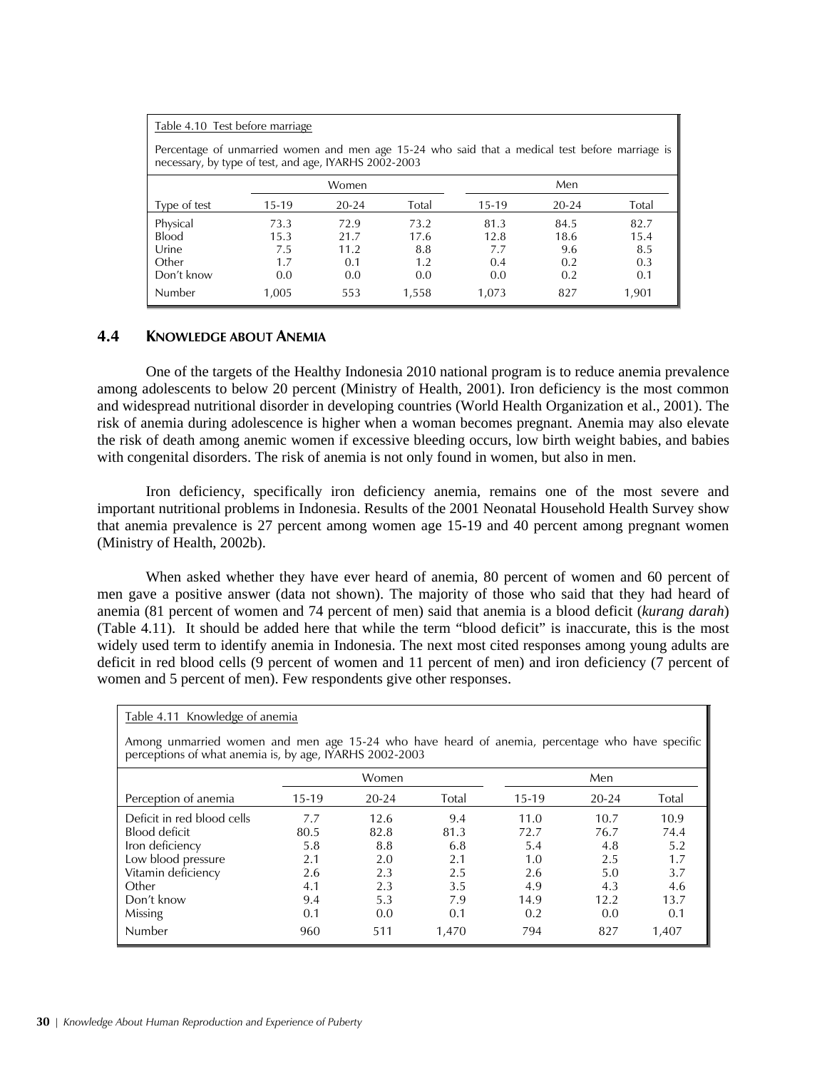Table 4.10 Test before marriage

Percentage of unmarried women and men age 15-24 who said that a medical test before marriage is necessary, by type of test, and age, IYARHS 2002-2003

| | Women | | | Men | | |
|---|---|---|---|---|---|---|
| Type of test | 15-19 | 20-24 | Total | 15-19 | 20-24 | Total |
| Physical | 73.3 | 72.9 | 73.2 | 81.3 | 84.5 | 82.7 |
| Blood | 15.3 | 21.7 | 17.6 | 12.8 | 18.6 | 15.4 |
| Urine | 7.5 | 11.2 | 8.8 | 7.7 | 9.6 | 8.5 |
| Other | 1.7 | 0.1 | 1.2 | 0.4 | 0.2 | 0.3 |
| Don't know | 0.0 | 0.0 | 0.0 | 0.0 | 0.2 | 0.1 |
| Number | 1,005 | 553 | 1,558 | 1,073 | 827 | 1,901 |

## 4.4 KNOWLEDGE ABOUT ANEMIA

One of the targets of the Healthy Indonesia 2010 national program is to reduce anemia prevalence among adolescents to below 20 percent (Ministry of Health, 2001). Iron deficiency is the most common and widespread nutritional disorder in developing countries (World Health Organization et al., 2001). The risk of anemia during adolescence is higher when a woman becomes pregnant. Anemia may also elevate the risk of death among anemic women if excessive bleeding occurs, low birth weight babies, and babies with congenital disorders. The risk of anemia is not only found in women, but also in men.

Iron deficiency, specifically iron deficiency anemia, remains one of the most severe and important nutritional problems in Indonesia. Results of the 2001 Neonatal Household Health Survey show that anemia prevalence is 27 percent among women age 15-19 and 40 percent among pregnant women (Ministry of Health, 2002b).

When asked whether they have ever heard of anemia, 80 percent of women and 60 percent of men gave a positive answer (data not shown). The majority of those who said that they had heard of anemia (81 percent of women and 74 percent of men) said that anemia is a blood deficit (*kurang darah*) (Table 4.11). It should be added here that while the term "blood deficit" is inaccurate, this is the most widely used term to identify anemia in Indonesia. The next most cited responses among young adults are deficit in red blood cells (9 percent of women and 11 percent of men) and iron deficiency (7 percent of women and 5 percent of men). Few respondents give other responses.

Table 4.11 Knowledge of anemia

Among unmarried women and men age 15-24 who have heard of anemia, percentage who have specific perceptions of what anemia is, by age, IYARHS 2002-2003

| | Women | | | Men | | |
|---|---|---|---|---|---|---|
| Perception of anemia | 15-19 | 20-24 | Total | 15-19 | 20-24 | Total |
| Deficit in red blood cells | 7.7 | 12.6 | 9.4 | 11.0 | 10.7 | 10.9 |
| Blood deficit | 80.5 | 82.8 | 81.3 | 72.7 | 76.7 | 74.4 |
| Iron deficiency | 5.8 | 8.8 | 6.8 | 5.4 | 4.8 | 5.2 |
| Low blood pressure | 2.1 | 2.0 | 2.1 | 1.0 | 2.5 | 1.7 |
| Vitamin deficiency | 2.6 | 2.3 | 2.5 | 2.6 | 5.0 | 3.7 |
| Other | 4.1 | 2.3 | 3.5 | 4.9 | 4.3 | 4.6 |
| Don't know | 9.4 | 5.3 | 7.9 | 14.9 | 12.2 | 13.7 |
| Missing | 0.1 | 0.0 | 0.1 | 0.2 | 0.0 | 0.1 |
| Number | 960 | 511 | 1,470 | 794 | 827 | 1,407 |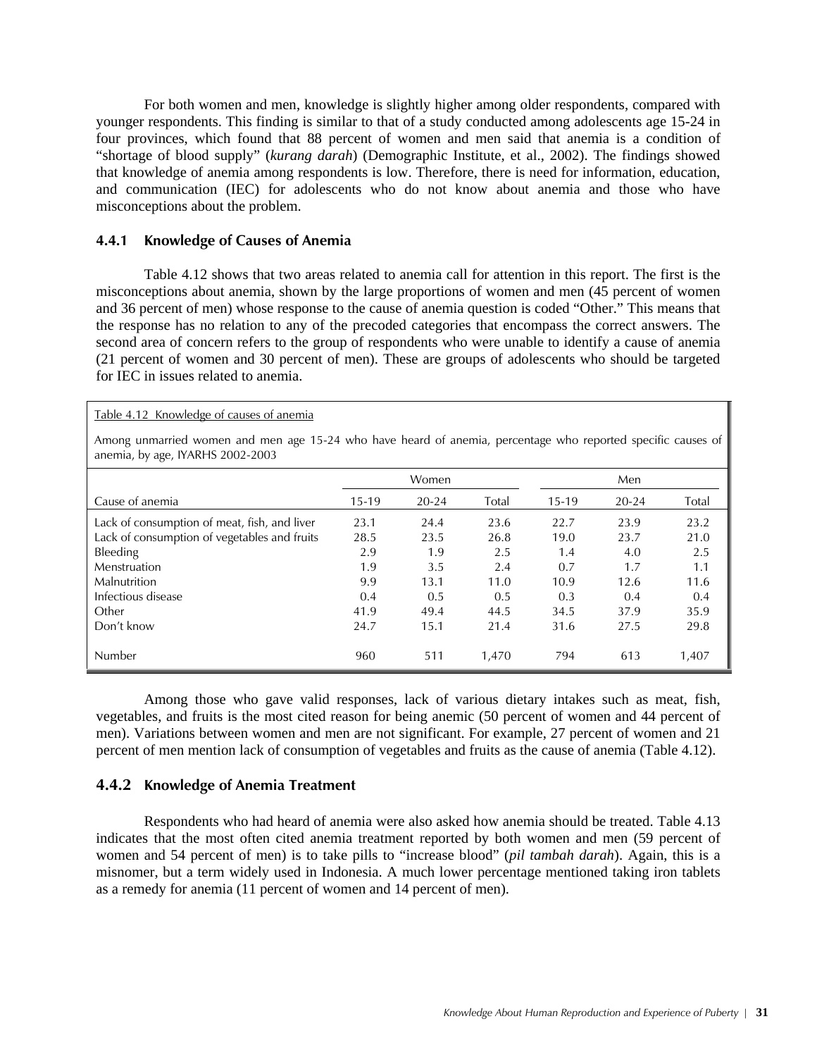For both women and men, knowledge is slightly higher among older respondents, compared with younger respondents. This finding is similar to that of a study conducted among adolescents age 15-24 in four provinces, which found that 88 percent of women and men said that anemia is a condition of "shortage of blood supply" (*kurang darah*) (Demographic Institute, et al., 2002). The findings showed that knowledge of anemia among respondents is low. Therefore, there is need for information, education, and communication (IEC) for adolescents who do not know about anemia and those who have misconceptions about the problem.

### 4.4.1 Knowledge of Causes of Anemia

Table 4.12 shows that two areas related to anemia call for attention in this report. The first is the misconceptions about anemia, shown by the large proportions of women and men (45 percent of women and 36 percent of men) whose response to the cause of anemia question is coded "Other." This means that the response has no relation to any of the precoded categories that encompass the correct answers. The second area of concern refers to the group of respondents who were unable to identify a cause of anemia (21 percent of women and 30 percent of men). These are groups of adolescents who should be targeted for IEC in issues related to anemia.

Table 4.12 Knowledge of causes of anemia

Among unmarried women and men age 15-24 who have heard of anemia, percentage who reported specific causes of anemia, by age, IYARHS 2002-2003

| | Women | | | Men | | |
|---|---|---|---|---|---|---|
| Cause of anemia | 15-19 | 20-24 | Total | 15-19 | 20-24 | Total |
| Lack of consumption of meat, fish, and liver | 23.1 | 24.4 | 23.6 | 22.7 | 23.9 | 23.2 |
| Lack of consumption of vegetables and fruits | 28.5 | 23.5 | 26.8 | 19.0 | 23.7 | 21.0 |
| Bleeding | 2.9 | 1.9 | 2.5 | 1.4 | 4.0 | 2.5 |
| Menstruation | 1.9 | 3.5 | 2.4 | 0.7 | 1.7 | 1.1 |
| Malnutrition | 9.9 | 13.1 | 11.0 | 10.9 | 12.6 | 11.6 |
| Infectious disease | 0.4 | 0.5 | 0.5 | 0.3 | 0.4 | 0.4 |
| Other | 41.9 | 49.4 | 44.5 | 34.5 | 37.9 | 35.9 |
| Don't know | 24.7 | 15.1 | 21.4 | 31.6 | 27.5 | 29.8 |
| Number | 960 | 511 | 1,470 | 794 | 613 | 1,407 |

Among those who gave valid responses, lack of various dietary intakes such as meat, fish, vegetables, and fruits is the most cited reason for being anemic (50 percent of women and 44 percent of men). Variations between women and men are not significant. For example, 27 percent of women and 21 percent of men mention lack of consumption of vegetables and fruits as the cause of anemia (Table 4.12).

### 4.4.2 Knowledge of Anemia Treatment

Respondents who had heard of anemia were also asked how anemia should be treated. Table 4.13 indicates that the most often cited anemia treatment reported by both women and men (59 percent of women and 54 percent of men) is to take pills to "increase blood" (*pil tambah darah*). Again, this is a misnomer, but a term widely used in Indonesia. A much lower percentage mentioned taking iron tablets as a remedy for anemia (11 percent of women and 14 percent of men).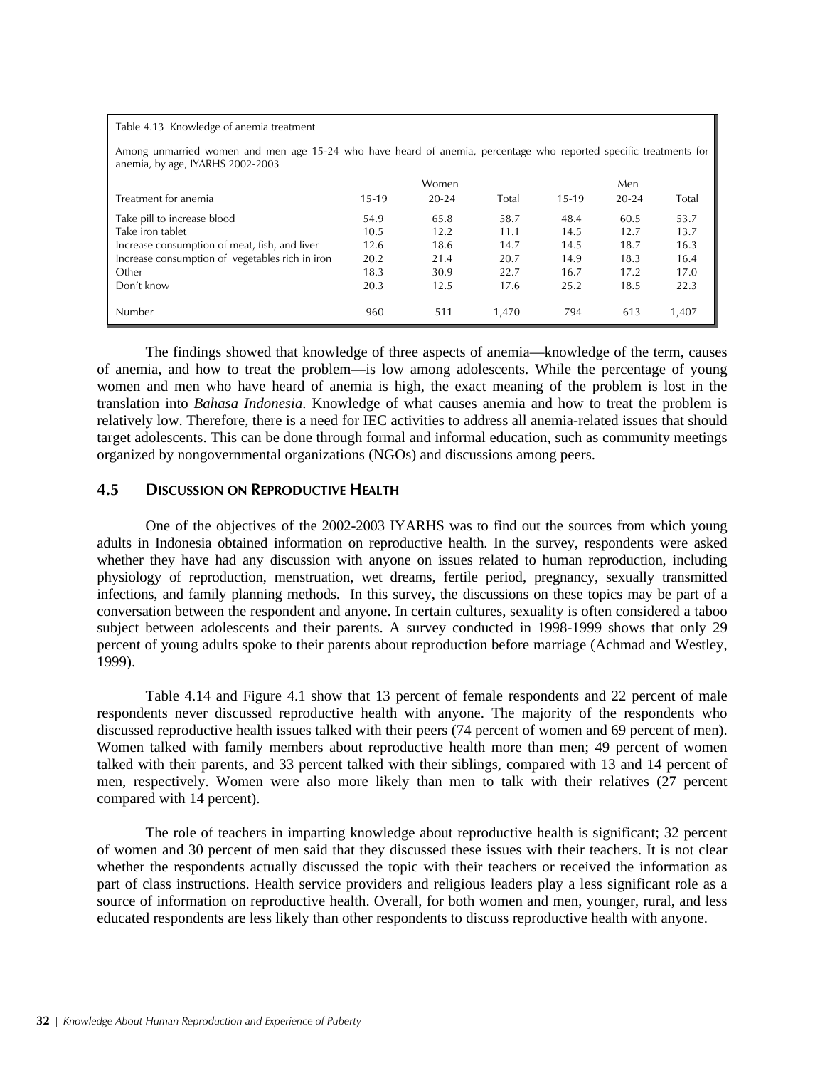Table 4.13 Knowledge of anemia treatment

Among unmarried women and men age 15-24 who have heard of anemia, percentage who reported specific treatments for anemia, by age, IYARHS 2002-2003

| Treatment for anemia | Women | | | Men | | |
|---|---|---|---|---|---|---|
| | 15-19 | 20-24 | Total | 15-19 | 20-24 | Total |
| Take pill to increase blood | 54.9 | 65.8 | 58.7 | 48.4 | 60.5 | 53.7 |
| Take iron tablet | 10.5 | 12.2 | 11.1 | 14.5 | 12.7 | 13.7 |
| Increase consumption of meat, fish, and liver | 12.6 | 18.6 | 14.7 | 14.5 | 18.7 | 16.3 |
| Increase consumption of vegetables rich in iron | 20.2 | 21.4 | 20.7 | 14.9 | 18.3 | 16.4 |
| Other | 18.3 | 30.9 | 22.7 | 16.7 | 17.2 | 17.0 |
| Don't know | 20.3 | 12.5 | 17.6 | 25.2 | 18.5 | 22.3 |
| Number | 960 | 511 | 1,470 | 794 | 613 | 1,407 |

The findings showed that knowledge of three aspects of anemia—knowledge of the term, causes of anemia, and how to treat the problem—is low among adolescents. While the percentage of young women and men who have heard of anemia is high, the exact meaning of the problem is lost in the translation into *Bahasa Indonesia*. Knowledge of what causes anemia and how to treat the problem is relatively low. Therefore, there is a need for IEC activities to address all anemia-related issues that should target adolescents. This can be done through formal and informal education, such as community meetings organized by nongovernmental organizations (NGOs) and discussions among peers.

## 4.5 DISCUSSION ON REPRODUCTIVE HEALTH

One of the objectives of the 2002-2003 IYARHS was to find out the sources from which young adults in Indonesia obtained information on reproductive health. In the survey, respondents were asked whether they have had any discussion with anyone on issues related to human reproduction, including physiology of reproduction, menstruation, wet dreams, fertile period, pregnancy, sexually transmitted infections, and family planning methods. In this survey, the discussions on these topics may be part of a conversation between the respondent and anyone. In certain cultures, sexuality is often considered a taboo subject between adolescents and their parents. A survey conducted in 1998-1999 shows that only 29 percent of young adults spoke to their parents about reproduction before marriage (Achmad and Westley, 1999).

Table 4.14 and Figure 4.1 show that 13 percent of female respondents and 22 percent of male respondents never discussed reproductive health with anyone. The majority of the respondents who discussed reproductive health issues talked with their peers (74 percent of women and 69 percent of men). Women talked with family members about reproductive health more than men; 49 percent of women talked with their parents, and 33 percent talked with their siblings, compared with 13 and 14 percent of men, respectively. Women were also more likely than men to talk with their relatives (27 percent compared with 14 percent).

The role of teachers in imparting knowledge about reproductive health is significant; 32 percent of women and 30 percent of men said that they discussed these issues with their teachers. It is not clear whether the respondents actually discussed the topic with their teachers or received the information as part of class instructions. Health service providers and religious leaders play a less significant role as a source of information on reproductive health. Overall, for both women and men, younger, rural, and less educated respondents are less likely than other respondents to discuss reproductive health with anyone.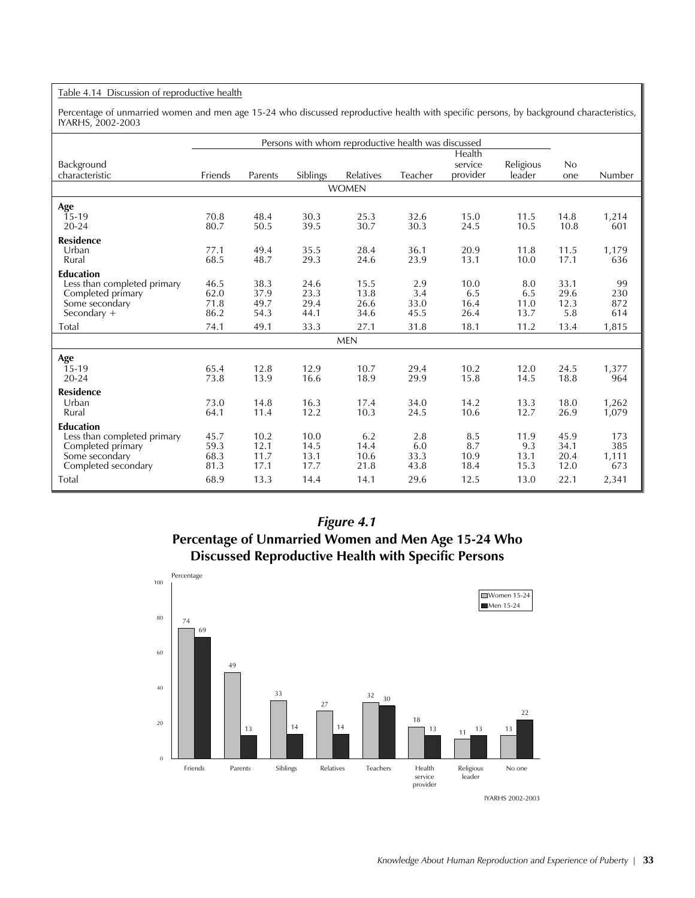Table 4.14 Discussion of reproductive health

Percentage of unmarried women and men age 15-24 who discussed reproductive health with specific persons, by background characteristics, IYARHS, 2002-2003

| Background characteristic | Persons with whom reproductive health was discussed | | | | | | | | |
|---|---|---|---|---|---|---|---|---|---|
| | Friends | Parents | Siblings | Relatives | Teacher | Health service provider | Religious leader | No one | Number |
| **WOMEN** | | | | | | | | | |
| **Age** | | | | | | | | | |
| 15-19 | 70.8 | 48.4 | 30.3 | 25.3 | 32.6 | 15.0 | 11.5 | 14.8 | 1,214 |
| 20-24 | 80.7 | 50.5 | 39.5 | 30.7 | 30.3 | 24.5 | 10.5 | 10.8 | 601 |
| **Residence** | | | | | | | | | |
| Urban | 77.1 | 49.4 | 35.5 | 28.4 | 36.1 | 20.9 | 11.8 | 11.5 | 1,179 |
| Rural | 68.5 | 48.7 | 29.3 | 24.6 | 23.9 | 13.1 | 10.0 | 17.1 | 636 |
| **Education** | | | | | | | | | |
| Less than completed primary | 46.5 | 38.3 | 24.6 | 15.5 | 2.9 | 10.0 | 8.0 | 33.1 | 99 |
| Completed primary | 62.0 | 37.9 | 23.3 | 13.8 | 3.4 | 6.5 | 6.5 | 29.6 | 230 |
| Some secondary | 71.8 | 49.7 | 29.4 | 26.6 | 33.0 | 16.4 | 11.0 | 12.3 | 872 |
| Secondary + | 86.2 | 54.3 | 44.1 | 34.6 | 45.5 | 26.4 | 13.7 | 5.8 | 614 |
| Total | 74.1 | 49.1 | 33.3 | 27.1 | 31.8 | 18.1 | 11.2 | 13.4 | 1,815 |
| **MEN** | | | | | | | | | |
| **Age** | | | | | | | | | |
| 15-19 | 65.4 | 12.8 | 12.9 | 10.7 | 29.4 | 10.2 | 12.0 | 24.5 | 1,377 |
| 20-24 | 73.8 | 13.9 | 16.6 | 18.9 | 29.9 | 15.8 | 14.5 | 18.8 | 964 |
| **Residence** | | | | | | | | | |
| Urban | 73.0 | 14.8 | 16.3 | 17.4 | 34.0 | 14.2 | 13.3 | 18.0 | 1,262 |
| Rural | 64.1 | 11.4 | 12.2 | 10.3 | 24.5 | 10.6 | 12.7 | 26.9 | 1,079 |
| **Education** | | | | | | | | | |
| Less than completed primary | 45.7 | 10.2 | 10.0 | 6.2 | 2.8 | 8.5 | 11.9 | 45.9 | 173 |
| Completed primary | 59.3 | 12.1 | 14.5 | 14.4 | 6.0 | 8.7 | 9.3 | 34.1 | 385 |
| Some secondary | 68.3 | 11.7 | 13.1 | 10.6 | 33.3 | 10.9 | 13.1 | 20.4 | 1,111 |
| Completed secondary | 81.3 | 17.1 | 17.7 | 21.8 | 43.8 | 18.4 | 15.3 | 12.0 | 673 |
| Total | 68.9 | 13.3 | 14.4 | 14.1 | 29.6 | 12.5 | 13.0 | 22.1 | 2,341 |

***Figure 4.1***
**Percentage of Unmarried Women and Men Age 15-24 Who Discussed Reproductive Health with Specific Persons**

| | Friends | Parents | Siblings | Relatives | Teachers | Health service provider | Religious leader | No one |
|---|---|---|---|---|---|---|---|---|
| Women 15-24 | 74 | 49 | 33 | 27 | 32 | 18 | 11 | 13 |
| Men 15-24 | 69 | 13 | 14 | 14 | 30 | 13 | 13 | 22 |

IYARHS 2002-2003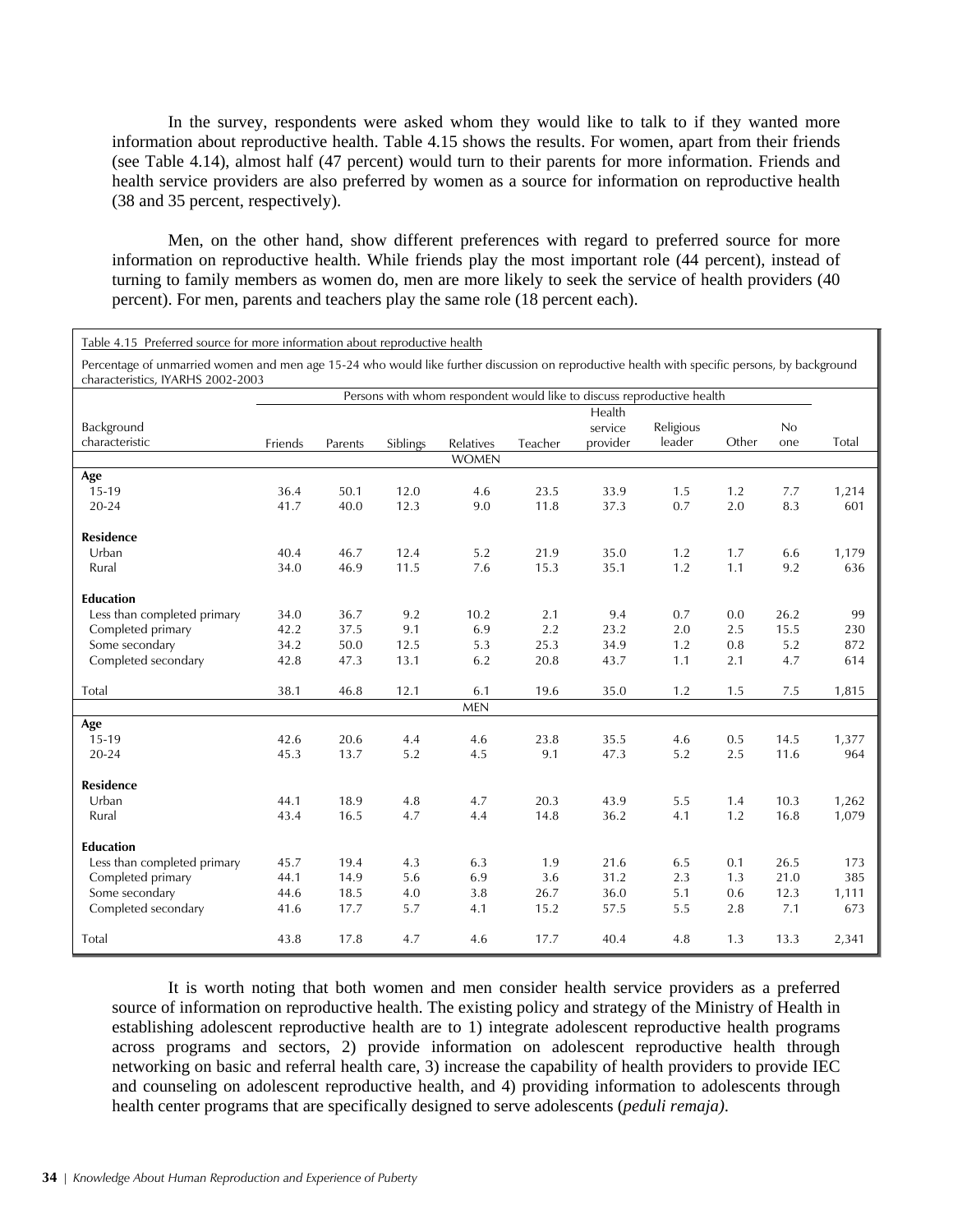In the survey, respondents were asked whom they would like to talk to if they wanted more information about reproductive health. Table 4.15 shows the results. For women, apart from their friends (see Table 4.14), almost half (47 percent) would turn to their parents for more information. Friends and health service providers are also preferred by women as a source for information on reproductive health (38 and 35 percent, respectively).

Men, on the other hand, show different preferences with regard to preferred source for more information on reproductive health. While friends play the most important role (44 percent), instead of turning to family members as women do, men are more likely to seek the service of health providers (40 percent). For men, parents and teachers play the same role (18 percent each).

Table 4.15 Preferred source for more information about reproductive health

Percentage of unmarried women and men age 15-24 who would like further discussion on reproductive health with specific persons, by background characteristics, IYARHS 2002-2003

| Background characteristic | Persons with whom respondent would like to discuss reproductive health | | | | | | | | | Total |
|---|---|---|---|---|---|---|---|---|---|---|
| | Friends | Parents | Siblings | Relatives | Teacher | Health service provider | Religious leader | Other | No one | |
| | | | | WOMEN | | | | | | |
| **Age** | | | | | | | | | | |
| 15-19 | 36.4 | 50.1 | 12.0 | 4.6 | 23.5 | 33.9 | 1.5 | 1.2 | 7.7 | 1,214 |
| 20-24 | 41.7 | 40.0 | 12.3 | 9.0 | 11.8 | 37.3 | 0.7 | 2.0 | 8.3 | 601 |
| **Residence** | | | | | | | | | | |
| Urban | 40.4 | 46.7 | 12.4 | 5.2 | 21.9 | 35.0 | 1.2 | 1.7 | 6.6 | 1,179 |
| Rural | 34.0 | 46.9 | 11.5 | 7.6 | 15.3 | 35.1 | 1.2 | 1.1 | 9.2 | 636 |
| **Education** | | | | | | | | | | |
| Less than completed primary | 34.0 | 36.7 | 9.2 | 10.2 | 2.1 | 9.4 | 0.7 | 0.0 | 26.2 | 99 |
| Completed primary | 42.2 | 37.5 | 9.1 | 6.9 | 2.2 | 23.2 | 2.0 | 2.5 | 15.5 | 230 |
| Some secondary | 34.2 | 50.0 | 12.5 | 5.3 | 25.3 | 34.9 | 1.2 | 0.8 | 5.2 | 872 |
| Completed secondary | 42.8 | 47.3 | 13.1 | 6.2 | 20.8 | 43.7 | 1.1 | 2.1 | 4.7 | 614 |
| Total | 38.1 | 46.8 | 12.1 | 6.1 | 19.6 | 35.0 | 1.2 | 1.5 | 7.5 | 1,815 |
| | | | | MEN | | | | | | |
| **Age** | | | | | | | | | | |
| 15-19 | 42.6 | 20.6 | 4.4 | 4.6 | 23.8 | 35.5 | 4.6 | 0.5 | 14.5 | 1,377 |
| 20-24 | 45.3 | 13.7 | 5.2 | 4.5 | 9.1 | 47.3 | 5.2 | 2.5 | 11.6 | 964 |
| **Residence** | | | | | | | | | | |
| Urban | 44.1 | 18.9 | 4.8 | 4.7 | 20.3 | 43.9 | 5.5 | 1.4 | 10.3 | 1,262 |
| Rural | 43.4 | 16.5 | 4.7 | 4.4 | 14.8 | 36.2 | 4.1 | 1.2 | 16.8 | 1,079 |
| **Education** | | | | | | | | | | |
| Less than completed primary | 45.7 | 19.4 | 4.3 | 6.3 | 1.9 | 21.6 | 6.5 | 0.1 | 26.5 | 173 |
| Completed primary | 44.1 | 14.9 | 5.6 | 6.9 | 3.6 | 31.2 | 2.3 | 1.3 | 21.0 | 385 |
| Some secondary | 44.6 | 18.5 | 4.0 | 3.8 | 26.7 | 36.0 | 5.1 | 0.6 | 12.3 | 1,111 |
| Completed secondary | 41.6 | 17.7 | 5.7 | 4.1 | 15.2 | 57.5 | 5.5 | 2.8 | 7.1 | 673 |
| Total | 43.8 | 17.8 | 4.7 | 4.6 | 17.7 | 40.4 | 4.8 | 1.3 | 13.3 | 2,341 |

It is worth noting that both women and men consider health service providers as a preferred source of information on reproductive health. The existing policy and strategy of the Ministry of Health in establishing adolescent reproductive health are to 1) integrate adolescent reproductive health programs across programs and sectors, 2) provide information on adolescent reproductive health through networking on basic and referral health care, 3) increase the capability of health providers to provide IEC and counseling on adolescent reproductive health, and 4) providing information to adolescents through health center programs that are specifically designed to serve adolescents (*peduli remaja)*.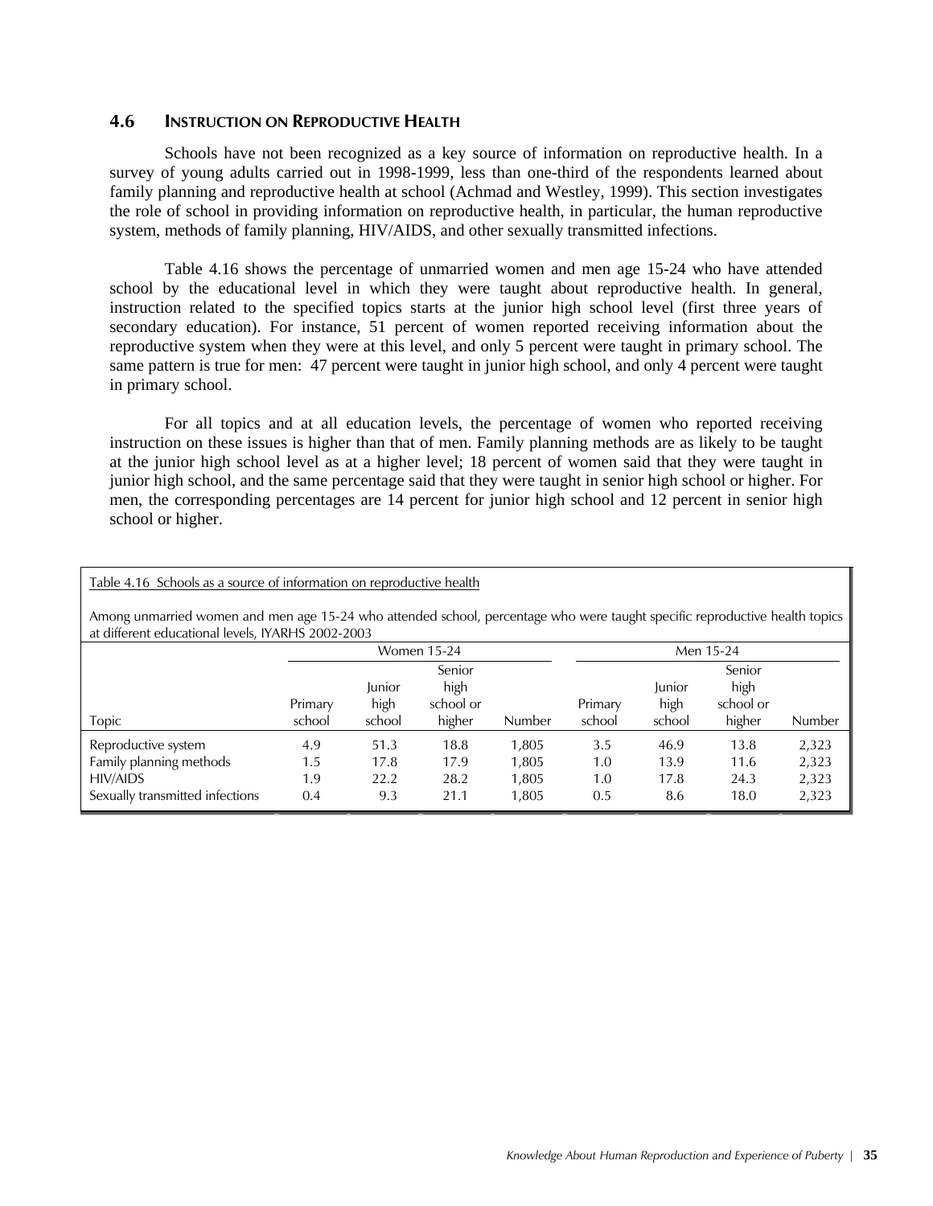## 4.6 INSTRUCTION ON REPRODUCTIVE HEALTH

Schools have not been recognized as a key source of information on reproductive health. In a survey of young adults carried out in 1998-1999, less than one-third of the respondents learned about family planning and reproductive health at school (Achmad and Westley, 1999). This section investigates the role of school in providing information on reproductive health, in particular, the human reproductive system, methods of family planning, HIV/AIDS, and other sexually transmitted infections.

Table 4.16 shows the percentage of unmarried women and men age 15-24 who have attended school by the educational level in which they were taught about reproductive health. In general, instruction related to the specified topics starts at the junior high school level (first three years of secondary education). For instance, 51 percent of women reported receiving information about the reproductive system when they were at this level, and only 5 percent were taught in primary school. The same pattern is true for men: 47 percent were taught in junior high school, and only 4 percent were taught in primary school.

For all topics and at all education levels, the percentage of women who reported receiving instruction on these issues is higher than that of men. Family planning methods are as likely to be taught at the junior high school level as at a higher level; 18 percent of women said that they were taught in junior high school, and the same percentage said that they were taught in senior high school or higher. For men, the corresponding percentages are 14 percent for junior high school and 12 percent in senior high school or higher.

Table 4.16 Schools as a source of information on reproductive health

Among unmarried women and men age 15-24 who attended school, percentage who were taught specific reproductive health topics at different educational levels, IYARHS 2002-2003

| | Women 15-24 | | | | Men 15-24 | | | |
|---|---|---|---|---|---|---|---|---|
| Topic | Primary school | Junior high school | Senior high school or higher | Number | Primary school | Junior high school | Senior high school or higher | Number |
| Reproductive system | 4.9 | 51.3 | 18.8 | 1,805 | 3.5 | 46.9 | 13.8 | 2,323 |
| Family planning methods | 1.5 | 17.8 | 17.9 | 1,805 | 1.0 | 13.9 | 11.6 | 2,323 |
| HIV/AIDS | 1.9 | 22.2 | 28.2 | 1,805 | 1.0 | 17.8 | 24.3 | 2,323 |
| Sexually transmitted infections | 0.4 | 9.3 | 21.1 | 1,805 | 0.5 | 8.6 | 18.0 | 2,323 |